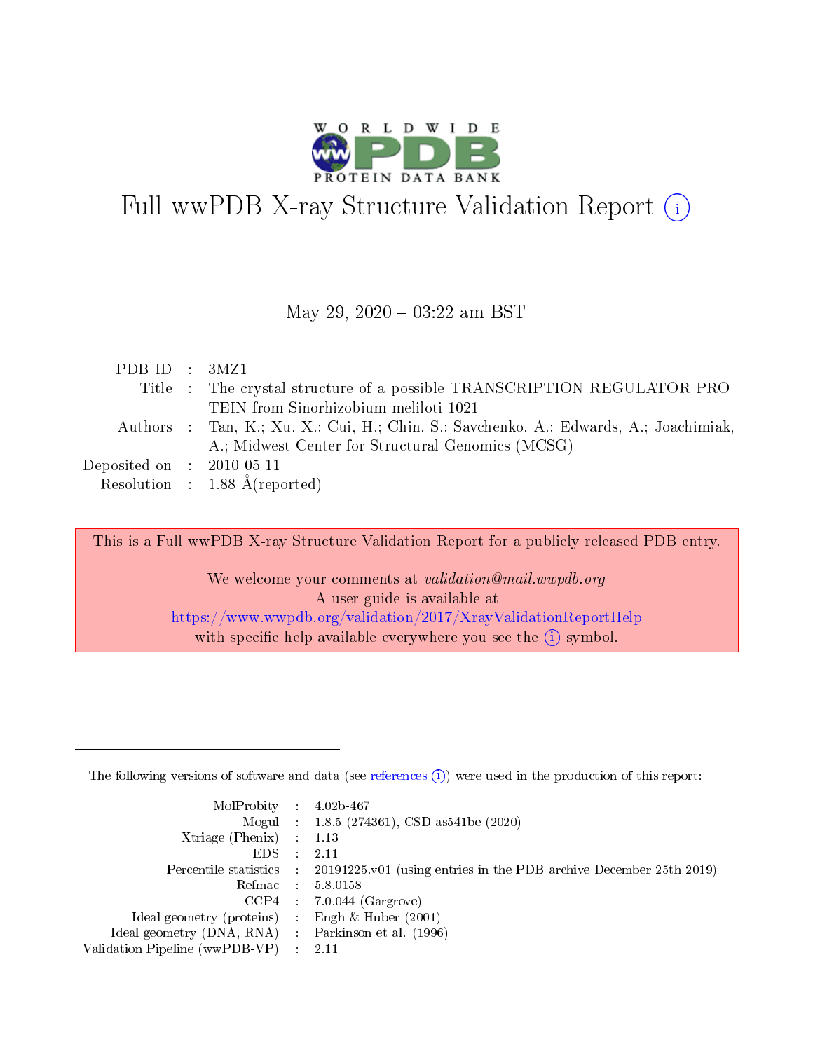# Full wwPDB X-ray Structure Validation Report (i)

May 29, 2020 – 03:22 am BST

| | | |
|---|---|---|
| PDB ID | : | 3MZ1 |
| Title | : | The crystal structure of a possible TRANSCRIPTION REGULATOR PROTEIN from Sinorhizobium meliloti 1021 |
| Authors | : | Tan, K.; Xu, X.; Cui, H.; Chin, S.; Savchenko, A.; Edwards, A.; Joachimiak, A.; Midwest Center for Structural Genomics (MCSG) |
| Deposited on | : | 2010-05-11 |
| Resolution | : | 1.88 Å(reported) |

This is a Full wwPDB X-ray Structure Validation Report for a publicly released PDB entry.

We welcome your comments at *validation@mail.wwpdb.org*
A user guide is available at
https://www.wwpdb.org/validation/2017/XrayValidationReportHelp
with specific help available everywhere you see the (i) symbol.

---

The following versions of software and data (see references (i)) were used in the production of this report:

| | | |
|---|---|---|
| MolProbity | : | 4.02b-467 |
| Mogul | : | 1.8.5 (274361), CSD as541be (2020) |
| Xtriage (Phenix) | : | 1.13 |
| EDS | : | 2.11 |
| Percentile statistics | : | 20191225.v01 (using entries in the PDB archive December 25th 2019) |
| Refmac | : | 5.8.0158 |
| CCP4 | : | 7.0.044 (Gargrove) |
| Ideal geometry (proteins) | : | Engh & Huber (2001) |
| Ideal geometry (DNA, RNA) | : | Parkinson et al. (1996) |
| Validation Pipeline (wwPDB-VP) | : | 2.11 |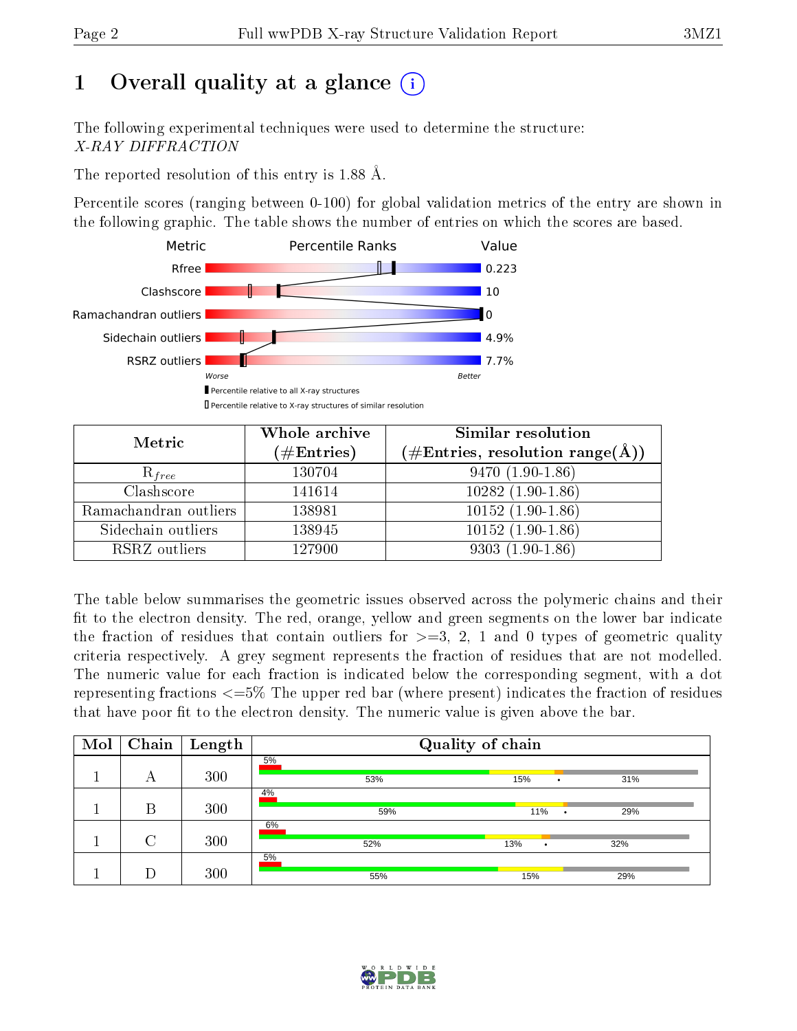# 1 Overall quality at a glance

The following experimental techniques were used to determine the structure:
*X-RAY DIFFRACTION*

The reported resolution of this entry is 1.88 Å.

Percentile scores (ranging between 0-100) for global validation metrics of the entry are shown in the following graphic. The table shows the number of entries on which the scores are based.

| Metric | Value |
|---|---|
| Rfree | 0.223 |
| Clashscore | 10 |
| Ramachandran outliers | 0 |
| Sidechain outliers | 4.9% |
| RSRZ outliers | 7.7% |

Worse — Better

■ Percentile relative to all X-ray structures
□ Percentile relative to X-ray structures of similar resolution

| Metric | Whole archive (#Entries) | Similar resolution (#Entries, resolution range(Å)) |
|---|---|---|
| $R_{free}$ | 130704 | 9470 (1.90-1.86) |
| Clashscore | 141614 | 10282 (1.90-1.86) |
| Ramachandran outliers | 138981 | 10152 (1.90-1.86) |
| Sidechain outliers | 138945 | 10152 (1.90-1.86) |
| RSRZ outliers | 127900 | 9303 (1.90-1.86) |

The table below summarises the geometric issues observed across the polymeric chains and their fit to the electron density. The red, orange, yellow and green segments on the lower bar indicate the fraction of residues that contain outliers for >=3, 2, 1 and 0 types of geometric quality criteria respectively. A grey segment represents the fraction of residues that are not modelled. The numeric value for each fraction is indicated below the corresponding segment, with a dot representing fractions <=5% The upper red bar (where present) indicates the fraction of residues that have poor fit to the electron density. The numeric value is given above the bar.

| Mol | Chain | Length | Quality of chain |
|---|---|---|---|
| 1 | A | 300 | 5% / 53% / 15% / • / 31% |
| 1 | B | 300 | 4% / 59% / 11% / • / 29% |
| 1 | C | 300 | 6% / 52% / 13% / • / 32% |
| 1 | D | 300 | 5% / 55% / 15% / 29% |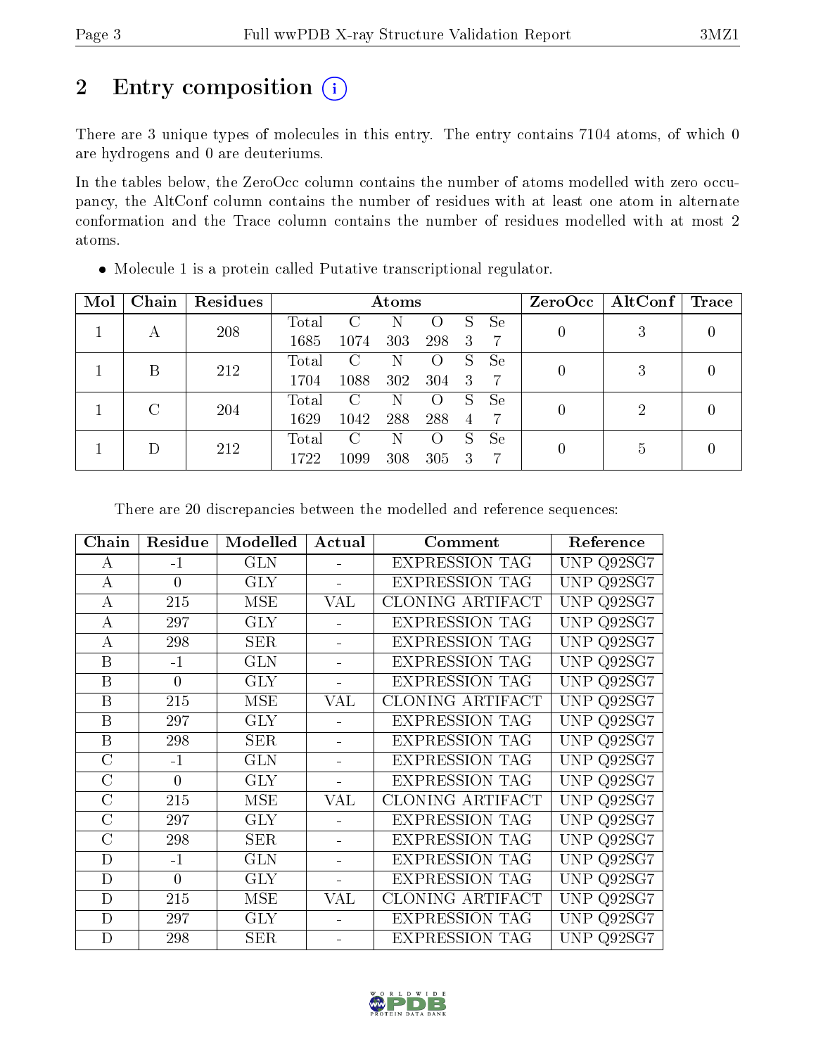# 2 Entry composition (i)

There are 3 unique types of molecules in this entry. The entry contains 7104 atoms, of which 0 are hydrogens and 0 are deuteriums.

In the tables below, the ZeroOcc column contains the number of atoms modelled with zero occupancy, the AltConf column contains the number of residues with at least one atom in alternate conformation and the Trace column contains the number of residues modelled with at most 2 atoms.

- Molecule 1 is a protein called Putative transcriptional regulator.

| Mol | Chain | Residues | Atoms | | | | | | ZeroOcc | AltConf | Trace |
|---|---|---|---|---|---|---|---|---|---|---|---|
| 1 | A | 208 | Total<br>1685 | C<br>1074 | N<br>303 | O<br>298 | S<br>3 | Se<br>7 | 0 | 3 | 0 |
| 1 | B | 212 | Total<br>1704 | C<br>1088 | N<br>302 | O<br>304 | S<br>3 | Se<br>7 | 0 | 3 | 0 |
| 1 | C | 204 | Total<br>1629 | C<br>1042 | N<br>288 | O<br>288 | S<br>4 | Se<br>7 | 0 | 2 | 0 |
| 1 | D | 212 | Total<br>1722 | C<br>1099 | N<br>308 | O<br>305 | S<br>3 | Se<br>7 | 0 | 5 | 0 |

There are 20 discrepancies between the modelled and reference sequences:

| Chain | Residue | Modelled | Actual | Comment | Reference |
|---|---|---|---|---|---|
| A | -1 | GLN | - | EXPRESSION TAG | UNP Q92SG7 |
| A | 0 | GLY | - | EXPRESSION TAG | UNP Q92SG7 |
| A | 215 | MSE | VAL | CLONING ARTIFACT | UNP Q92SG7 |
| A | 297 | GLY | - | EXPRESSION TAG | UNP Q92SG7 |
| A | 298 | SER | - | EXPRESSION TAG | UNP Q92SG7 |
| B | -1 | GLN | - | EXPRESSION TAG | UNP Q92SG7 |
| B | 0 | GLY | - | EXPRESSION TAG | UNP Q92SG7 |
| B | 215 | MSE | VAL | CLONING ARTIFACT | UNP Q92SG7 |
| B | 297 | GLY | - | EXPRESSION TAG | UNP Q92SG7 |
| B | 298 | SER | - | EXPRESSION TAG | UNP Q92SG7 |
| C | -1 | GLN | - | EXPRESSION TAG | UNP Q92SG7 |
| C | 0 | GLY | - | EXPRESSION TAG | UNP Q92SG7 |
| C | 215 | MSE | VAL | CLONING ARTIFACT | UNP Q92SG7 |
| C | 297 | GLY | - | EXPRESSION TAG | UNP Q92SG7 |
| C | 298 | SER | - | EXPRESSION TAG | UNP Q92SG7 |
| D | -1 | GLN | - | EXPRESSION TAG | UNP Q92SG7 |
| D | 0 | GLY | - | EXPRESSION TAG | UNP Q92SG7 |
| D | 215 | MSE | VAL | CLONING ARTIFACT | UNP Q92SG7 |
| D | 297 | GLY | - | EXPRESSION TAG | UNP Q92SG7 |
| D | 298 | SER | - | EXPRESSION TAG | UNP Q92SG7 |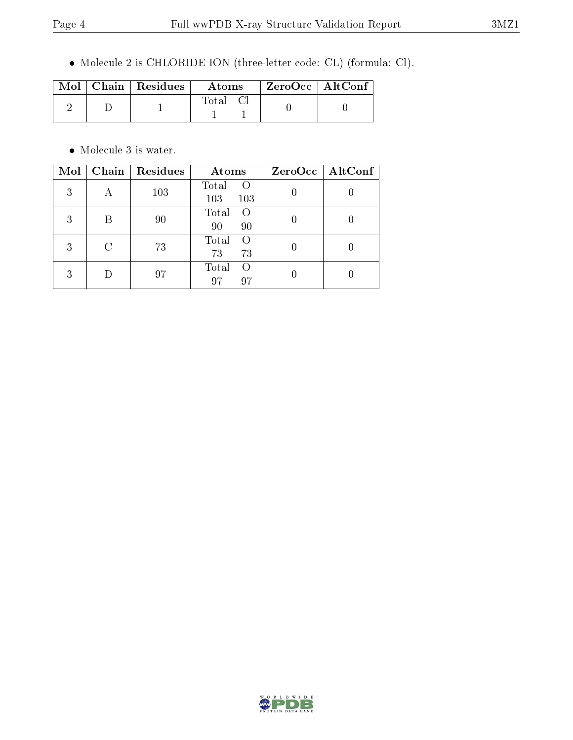- Molecule 2 is CHLORIDE ION (three-letter code: CL) (formula: Cl).

| Mol | Chain | Residues | Atoms | ZeroOcc | AltConf |
|---|---|---|---|---|---|
| 2 | D | 1 | Total Cl<br>1 1 | 0 | 0 |

- Molecule 3 is water.

| Mol | Chain | Residues | Atoms | ZeroOcc | AltConf |
|---|---|---|---|---|---|
| 3 | A | 103 | Total O<br>103 103 | 0 | 0 |
| 3 | B | 90 | Total O<br>90 90 | 0 | 0 |
| 3 | C | 73 | Total O<br>73 73 | 0 | 0 |
| 3 | D | 97 | Total O<br>97 97 | 0 | 0 |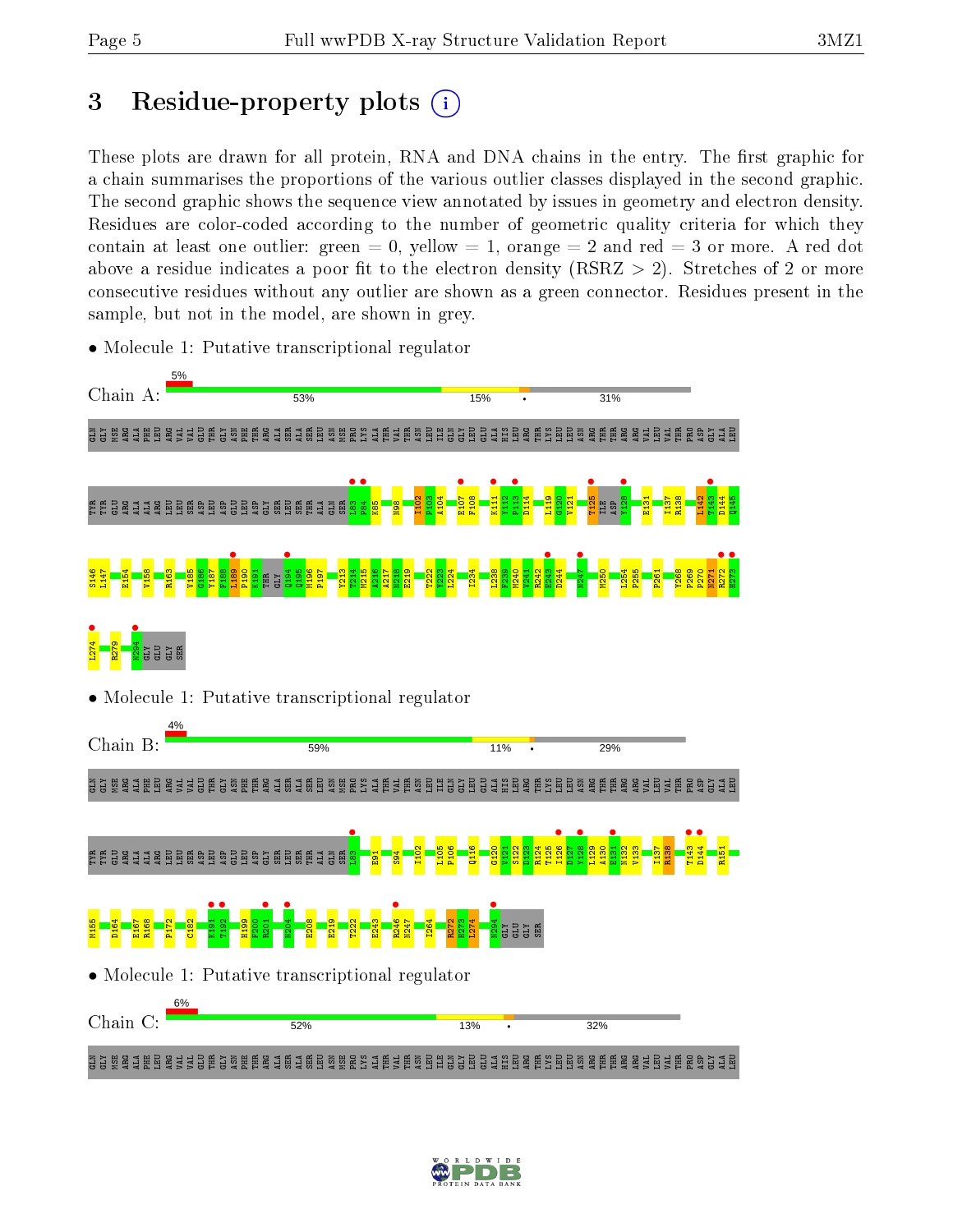# 3 Residue-property plots

These plots are drawn for all protein, RNA and DNA chains in the entry. The first graphic for a chain summarises the proportions of the various outlier classes displayed in the second graphic. The second graphic shows the sequence view annotated by issues in geometry and electron density. Residues are color-coded according to the number of geometric quality criteria for which they contain at least one outlier: green = 0, yellow = 1, orange = 2 and red = 3 or more. A red dot above a residue indicates a poor fit to the electron density (RSRZ > 2). Stretches of 2 or more consecutive residues without any outlier are shown as a green connector. Residues present in the sample, but not in the model, are shown in grey.

- Molecule 1: Putative transcriptional regulator

Chain A: 5% | 53% | 15% | • | 31%

- Molecule 1: Putative transcriptional regulator

Chain B: 4% | 59% | 11% | • | 29%

- Molecule 1: Putative transcriptional regulator

Chain C: 6% | 52% | 13% | • | 32%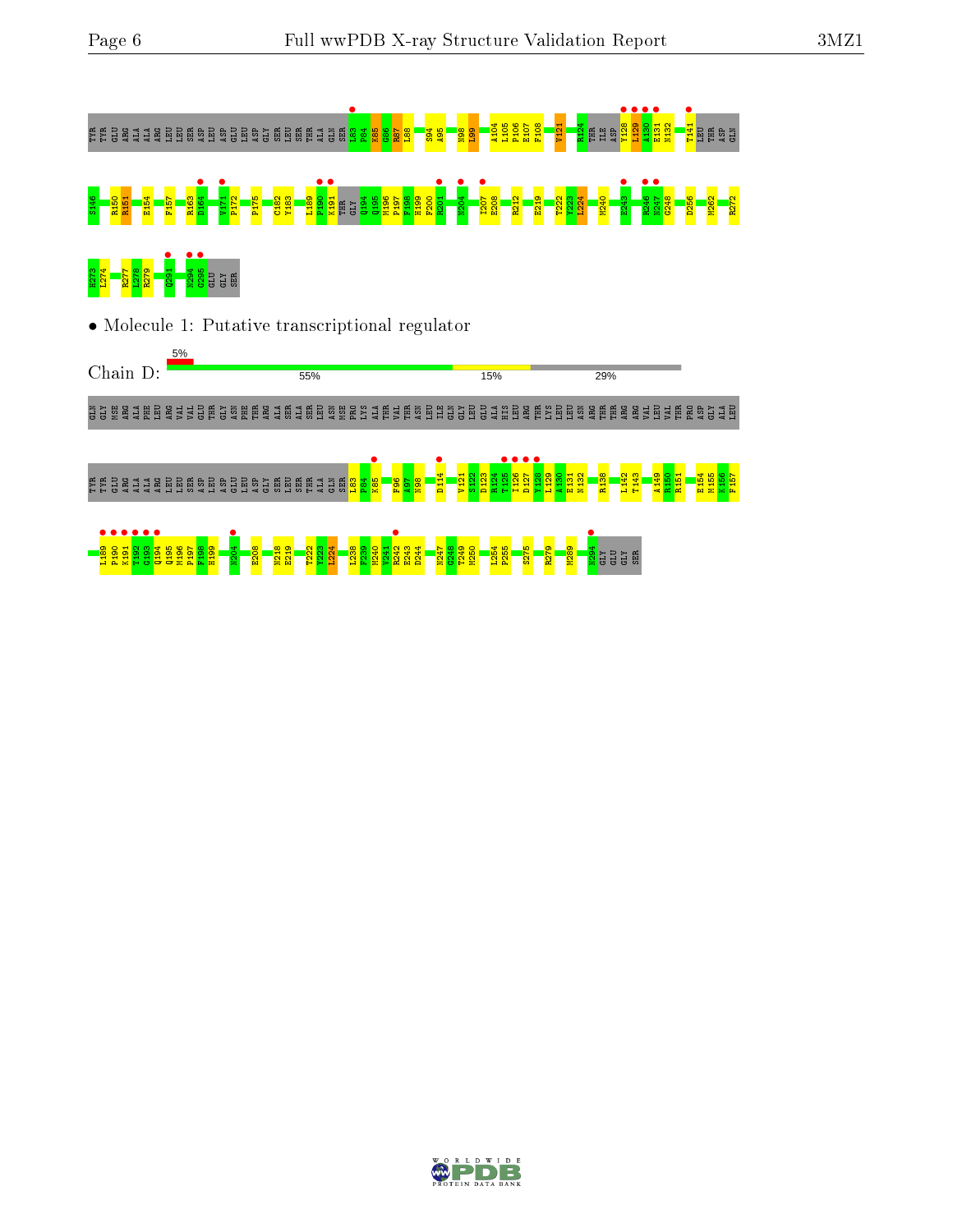TYR TYR GLU ARG ALA ALA LEU LEU SER ASP LEU ASP GLU LEU ASP GLY SER LEU SER THR ALA GLN SER L83 P84 K85 G86 R87 L88 S94 A95 N98 L99 A104 L105 P106 E107 F108 V121 R124 THR ILE ASP Y128 L129 A130 E131 N132 T141 LEU THR ASP GLN

S146 R150 R151 E154 F157 R163 D164 V171 F172 P175 C182 Y183 L189 P190 K191 THR GLY Q194 Q195 M196 P197 F198 H199 F200 R201 N204 I207 E208 R212 E219 T222 Y223 L224 M240 E243 R246 N247 G248 D256 M262 R272

H273 L274 R277 I278 R279 Q291 N294 G295 GLU GLY SER

- Molecule 1: Putative transcriptional regulator

Chain D: 5% | 55% | 15% | 29%

GLN GLY MSE ARG ALA PHE LEU ARG VAL VAL GLU THR GLY ASN PHE THR ARG ALA ALA SER ALA SER LEU ASN MSE PRO LYS ALA THR VAL THR ASN LEU ILE GLN GLY LEU GLU ALA HIS LEU ARG THR LYS LEU LEU ASN ARG THR THR ARG ARG VAL LEU VAL THR PRO ASP GLY ALA LEU

TYR TYR GLU ARG ALA ALA LEU LEU SER ASP LEU ASP GLU LEU ASP GLY SER LEU SER THR ALA GLN SER L83 P84 K85 F96 A97 N98 D114 V121 S122 I123 R124 T125 I126 D127 Y128 L129 A130 E131 N132 R138 L142 T143 A149 R150 R151 E154 M155 K156 F157

L189 P190 K191 T192 G193 Q194 Q195 M196 P197 F198 H199 N204 E208 M218 E219 T222 Y223 L224 L238 F239 M240 V241 R242 E243 D244 N247 G248 T249 M250 L254 P255 S275 R279 M289 N294 GLY GLU GLY SER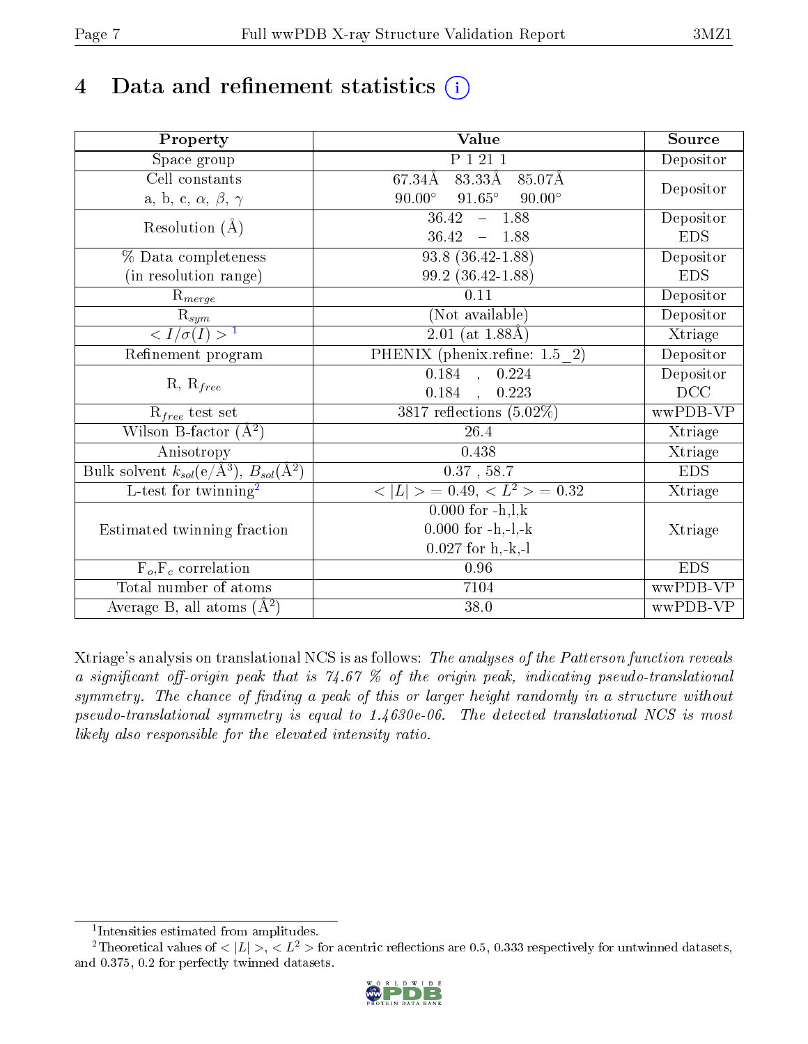# 4 Data and refinement statistics (i)

| Property | Value | Source |
|---|---|---|
| Space group | P 1 21 1 | Depositor |
| Cell constants<br>a, b, c, $\alpha$, $\beta$, $\gamma$ | 67.34Å 83.33Å 85.07Å<br>90.00° 91.65° 90.00° | Depositor |
| Resolution (Å) | 36.42 – 1.88 | Depositor |
| | 36.42 – 1.88 | EDS |
| % Data completeness (in resolution range) | 93.8 (36.42-1.88) | Depositor |
| | 99.2 (36.42-1.88) | EDS |
| $R_{merge}$ | 0.11 | Depositor |
| $R_{sym}$ | (Not available) | Depositor |
| $< I/\sigma(I) >$ [1] | 2.01 (at 1.88Å) | Xtriage |
| Refinement program | PHENIX (phenix.refine: 1.5_2) | Depositor |
| R, $R_{free}$ | 0.184 , 0.224 | Depositor |
| | 0.184 , 0.223 | DCC |
| $R_{free}$ test set | 3817 reflections (5.02%) | wwPDB-VP |
| Wilson B-factor (Å$^2$) | 26.4 | Xtriage |
| Anisotropy | 0.438 | Xtriage |
| Bulk solvent $k_{sol}$(e/Å$^3$), $B_{sol}$(Å$^2$) | 0.37 , 58.7 | EDS |
| L-test for twinning[2] | $< \|L\| > = 0.49$, $< L^2 > = 0.32$ | Xtriage |
| Estimated twinning fraction | 0.000 for -h,l,k<br>0.000 for -h,-l,-k<br>0.027 for h,-k,-l | Xtriage |
| $F_o$,$F_c$ correlation | 0.96 | EDS |
| Total number of atoms | 7104 | wwPDB-VP |
| Average B, all atoms (Å$^2$) | 38.0 | wwPDB-VP |

Xtriage's analysis on translational NCS is as follows: *The analyses of the Patterson function reveals a significant off-origin peak that is 74.67 % of the origin peak, indicating pseudo-translational symmetry. The chance of finding a peak of this or larger height randomly in a structure without pseudo-translational symmetry is equal to 1.4630e-06. The detected translational NCS is most likely also responsible for the elevated intensity ratio.*

[1] Intensities estimated from amplitudes.

[2] Theoretical values of $< |L| >$, $< L^2 >$ for acentric reflections are 0.5, 0.333 respectively for untwinned datasets, and 0.375, 0.2 for perfectly twinned datasets.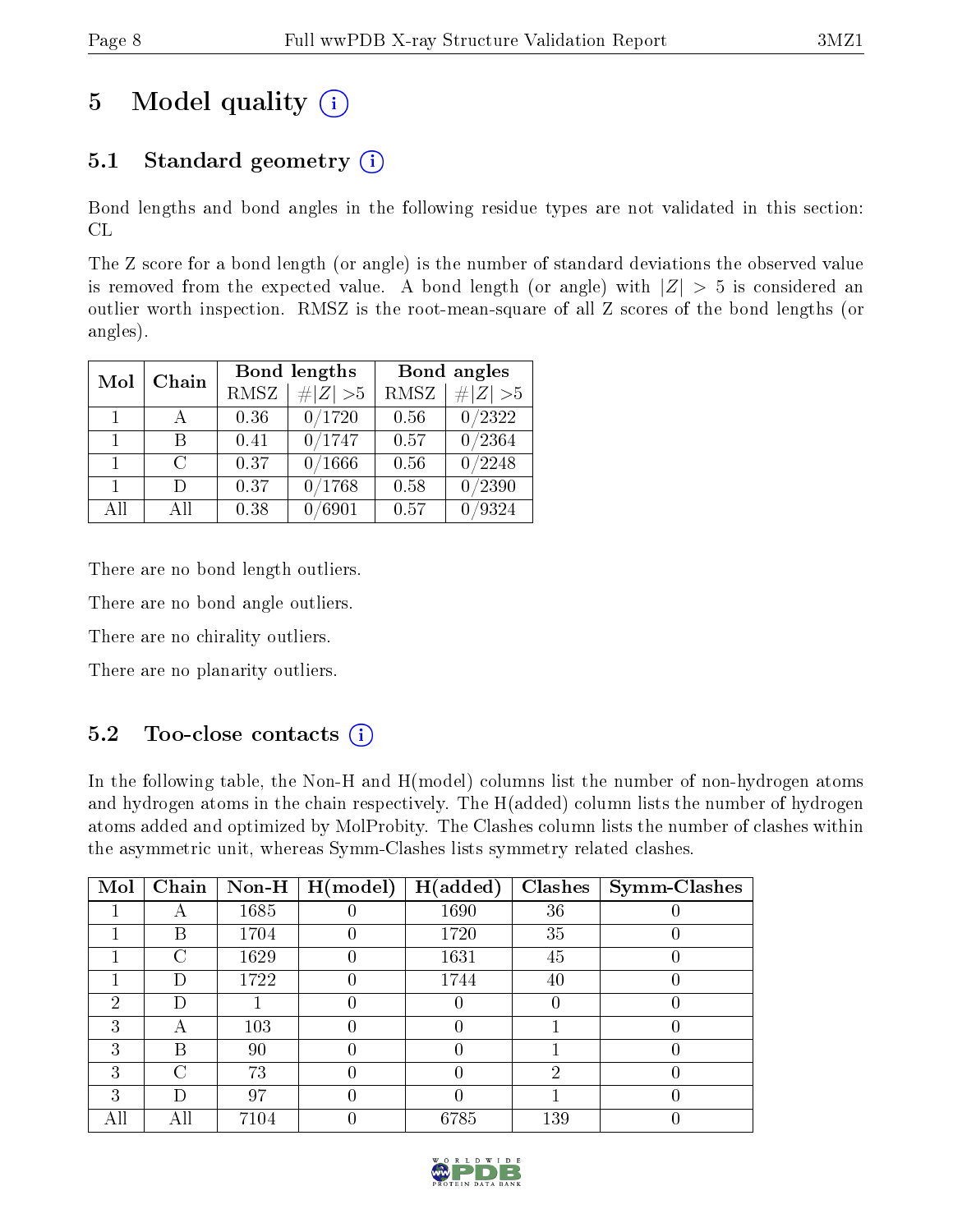# 5 Model quality

## 5.1 Standard geometry

Bond lengths and bond angles in the following residue types are not validated in this section: CL

The Z score for a bond length (or angle) is the number of standard deviations the observed value is removed from the expected value. A bond length (or angle) with $|Z| > 5$ is considered an outlier worth inspection. RMSZ is the root-mean-square of all Z scores of the bond lengths (or angles).

| Mol | Chain | Bond lengths | | Bond angles | |
|---|---|---|---|---|---|
| | | RMSZ | #\|Z\| >5 | RMSZ | #\|Z\| >5 |
| 1 | A | 0.36 | 0/1720 | 0.56 | 0/2322 |
| 1 | B | 0.41 | 0/1747 | 0.57 | 0/2364 |
| 1 | C | 0.37 | 0/1666 | 0.56 | 0/2248 |
| 1 | D | 0.37 | 0/1768 | 0.58 | 0/2390 |
| All | All | 0.38 | 0/6901 | 0.57 | 0/9324 |

There are no bond length outliers.

There are no bond angle outliers.

There are no chirality outliers.

There are no planarity outliers.

## 5.2 Too-close contacts

In the following table, the Non-H and H(model) columns list the number of non-hydrogen atoms and hydrogen atoms in the chain respectively. The H(added) column lists the number of hydrogen atoms added and optimized by MolProbity. The Clashes column lists the number of clashes within the asymmetric unit, whereas Symm-Clashes lists symmetry related clashes.

| Mol | Chain | Non-H | H(model) | H(added) | Clashes | Symm-Clashes |
|---|---|---|---|---|---|---|
| 1 | A | 1685 | 0 | 1690 | 36 | 0 |
| 1 | B | 1704 | 0 | 1720 | 35 | 0 |
| 1 | C | 1629 | 0 | 1631 | 45 | 0 |
| 1 | D | 1722 | 0 | 1744 | 40 | 0 |
| 2 | D | 1 | 0 | 0 | 0 | 0 |
| 3 | A | 103 | 0 | 0 | 1 | 0 |
| 3 | B | 90 | 0 | 0 | 1 | 0 |
| 3 | C | 73 | 0 | 0 | 2 | 0 |
| 3 | D | 97 | 0 | 0 | 1 | 0 |
| All | All | 7104 | 0 | 6785 | 139 | 0 |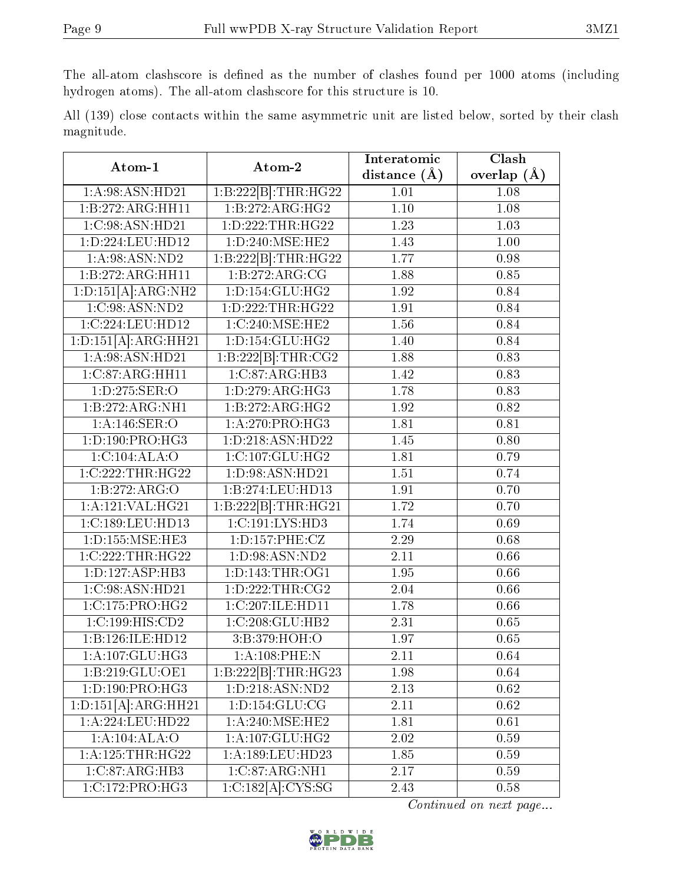The all-atom clashscore is defined as the number of clashes found per 1000 atoms (including hydrogen atoms). The all-atom clashscore for this structure is 10.

All (139) close contacts within the same asymmetric unit are listed below, sorted by their clash magnitude.

| Atom-1 | Atom-2 | Interatomic distance (Å) | Clash overlap (Å) |
|---|---|---|---|
| 1:A:98:ASN:HD21 | 1:B:222[B]:THR:HG22 | 1.01 | 1.08 |
| 1:B:272:ARG:HH11 | 1:B:272:ARG:HG2 | 1.10 | 1.08 |
| 1:C:98:ASN:HD21 | 1:D:222:THR:HG22 | 1.23 | 1.03 |
| 1:D:224:LEU:HD12 | 1:D:240:MSE:HE2 | 1.43 | 1.00 |
| 1:A:98:ASN:ND2 | 1:B:222[B]:THR:HG22 | 1.77 | 0.98 |
| 1:B:272:ARG:HH11 | 1:B:272:ARG:CG | 1.88 | 0.85 |
| 1:D:151[A]:ARG:NH2 | 1:D:154:GLU:HG2 | 1.92 | 0.84 |
| 1:C:98:ASN:ND2 | 1:D:222:THR:HG22 | 1.91 | 0.84 |
| 1:C:224:LEU:HD12 | 1:C:240:MSE:HE2 | 1.56 | 0.84 |
| 1:D:151[A]:ARG:HH21 | 1:D:154:GLU:HG2 | 1.40 | 0.84 |
| 1:A:98:ASN:HD21 | 1:B:222[B]:THR:CG2 | 1.88 | 0.83 |
| 1:C:87:ARG:HH11 | 1:C:87:ARG:HB3 | 1.42 | 0.83 |
| 1:D:275:SER:O | 1:D:279:ARG:HG3 | 1.78 | 0.83 |
| 1:B:272:ARG:NH1 | 1:B:272:ARG:HG2 | 1.92 | 0.82 |
| 1:A:146:SER:O | 1:A:270:PRO:HG3 | 1.81 | 0.81 |
| 1:D:190:PRO:HG3 | 1:D:218:ASN:HD22 | 1.45 | 0.80 |
| 1:C:104:ALA:O | 1:C:107:GLU:HG2 | 1.81 | 0.79 |
| 1:C:222:THR:HG22 | 1:D:98:ASN:HD21 | 1.51 | 0.74 |
| 1:B:272:ARG:O | 1:B:274:LEU:HD13 | 1.91 | 0.70 |
| 1:A:121:VAL:HG21 | 1:B:222[B]:THR:HG21 | 1.72 | 0.70 |
| 1:C:189:LEU:HD13 | 1:C:191:LYS:HD3 | 1.74 | 0.69 |
| 1:D:155:MSE:HE3 | 1:D:157:PHE:CZ | 2.29 | 0.68 |
| 1:C:222:THR:HG22 | 1:D:98:ASN:ND2 | 2.11 | 0.66 |
| 1:D:127:ASP:HB3 | 1:D:143:THR:OG1 | 1.95 | 0.66 |
| 1:C:98:ASN:HD21 | 1:D:222:THR:CG2 | 2.04 | 0.66 |
| 1:C:175:PRO:HG2 | 1:C:207:ILE:HD11 | 1.78 | 0.66 |
| 1:C:199:HIS:CD2 | 1:C:208:GLU:HB2 | 2.31 | 0.65 |
| 1:B:126:ILE:HD12 | 3:B:379:HOH:O | 1.97 | 0.65 |
| 1:A:107:GLU:HG3 | 1:A:108:PHE:N | 2.11 | 0.64 |
| 1:B:219:GLU:OE1 | 1:B:222[B]:THR:HG23 | 1.98 | 0.64 |
| 1:D:190:PRO:HG3 | 1:D:218:ASN:ND2 | 2.13 | 0.62 |
| 1:D:151[A]:ARG:HH21 | 1:D:154:GLU:CG | 2.11 | 0.62 |
| 1:A:224:LEU:HD22 | 1:A:240:MSE:HE2 | 1.81 | 0.61 |
| 1:A:104:ALA:O | 1:A:107:GLU:HG2 | 2.02 | 0.59 |
| 1:A:125:THR:HG22 | 1:A:189:LEU:HD23 | 1.85 | 0.59 |
| 1:C:87:ARG:HB3 | 1:C:87:ARG:NH1 | 2.17 | 0.59 |
| 1:C:172:PRO:HG3 | 1:C:182[A]:CYS:SG | 2.43 | 0.58 |

*Continued on next page...*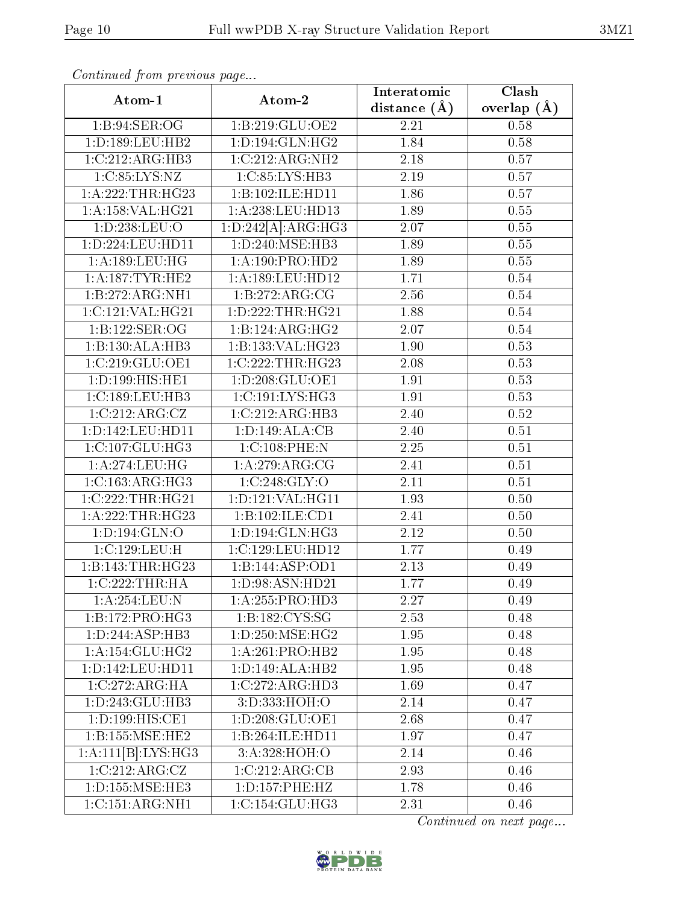*Continued from previous page...*

| Atom-1 | Atom-2 | Interatomic distance (Å) | Clash overlap (Å) |
| --- | --- | --- | --- |
| 1:B:94:SER:OG | 1:B:219:GLU:OE2 | 2.21 | 0.58 |
| 1:D:189:LEU:HB2 | 1:D:194:GLN:HG2 | 1.84 | 0.58 |
| 1:C:212:ARG:HB3 | 1:C:212:ARG:NH2 | 2.18 | 0.57 |
| 1:C:85:LYS:NZ | 1:C:85:LYS:HB3 | 2.19 | 0.57 |
| 1:A:222:THR:HG23 | 1:B:102:ILE:HD11 | 1.86 | 0.57 |
| 1:A:158:VAL:HG21 | 1:A:238:LEU:HD13 | 1.89 | 0.55 |
| 1:D:238:LEU:O | 1:D:242[A]:ARG:HG3 | 2.07 | 0.55 |
| 1:D:224:LEU:HD11 | 1:D:240:MSE:HB3 | 1.89 | 0.55 |
| 1:A:189:LEU:HG | 1:A:190:PRO:HD2 | 1.89 | 0.55 |
| 1:A:187:TYR:HE2 | 1:A:189:LEU:HD12 | 1.71 | 0.54 |
| 1:B:272:ARG:NH1 | 1:B:272:ARG:CG | 2.56 | 0.54 |
| 1:C:121:VAL:HG21 | 1:D:222:THR:HG21 | 1.88 | 0.54 |
| 1:B:122:SER:OG | 1:B:124:ARG:HG2 | 2.07 | 0.54 |
| 1:B:130:ALA:HB3 | 1:B:133:VAL:HG23 | 1.90 | 0.53 |
| 1:C:219:GLU:OE1 | 1:C:222:THR:HG23 | 2.08 | 0.53 |
| 1:D:199:HIS:HE1 | 1:D:208:GLU:OE1 | 1.91 | 0.53 |
| 1:C:189:LEU:HB3 | 1:C:191:LYS:HG3 | 1.91 | 0.53 |
| 1:C:212:ARG:CZ | 1:C:212:ARG:HB3 | 2.40 | 0.52 |
| 1:D:142:LEU:HD11 | 1:D:149:ALA:CB | 2.40 | 0.51 |
| 1:C:107:GLU:HG3 | 1:C:108:PHE:N | 2.25 | 0.51 |
| 1:A:274:LEU:HG | 1:A:279:ARG:CG | 2.41 | 0.51 |
| 1:C:163:ARG:HG3 | 1:C:248:GLY:O | 2.11 | 0.51 |
| 1:C:222:THR:HG21 | 1:D:121:VAL:HG11 | 1.93 | 0.50 |
| 1:A:222:THR:HG23 | 1:B:102:ILE:CD1 | 2.41 | 0.50 |
| 1:D:194:GLN:O | 1:D:194:GLN:HG3 | 2.12 | 0.50 |
| 1:C:129:LEU:H | 1:C:129:LEU:HD12 | 1.77 | 0.49 |
| 1:B:143:THR:HG23 | 1:B:144:ASP:OD1 | 2.13 | 0.49 |
| 1:C:222:THR:HA | 1:D:98:ASN:HD21 | 1.77 | 0.49 |
| 1:A:254:LEU:N | 1:A:255:PRO:HD3 | 2.27 | 0.49 |
| 1:B:172:PRO:HG3 | 1:B:182:CYS:SG | 2.53 | 0.48 |
| 1:D:244:ASP:HB3 | 1:D:250:MSE:HG2 | 1.95 | 0.48 |
| 1:A:154:GLU:HG2 | 1:A:261:PRO:HB2 | 1.95 | 0.48 |
| 1:D:142:LEU:HD11 | 1:D:149:ALA:HB2 | 1.95 | 0.48 |
| 1:C:272:ARG:HA | 1:C:272:ARG:HD3 | 1.69 | 0.47 |
| 1:D:243:GLU:HB3 | 3:D:333:HOH:O | 2.14 | 0.47 |
| 1:D:199:HIS:CE1 | 1:D:208:GLU:OE1 | 2.68 | 0.47 |
| 1:B:155:MSE:HE2 | 1:B:264:ILE:HD11 | 1.97 | 0.47 |
| 1:A:111[B]:LYS:HG3 | 3:A:328:HOH:O | 2.14 | 0.46 |
| 1:C:212:ARG:CZ | 1:C:212:ARG:CB | 2.93 | 0.46 |
| 1:D:155:MSE:HE3 | 1:D:157:PHE:HZ | 1.78 | 0.46 |
| 1:C:151:ARG:NH1 | 1:C:154:GLU:HG3 | 2.31 | 0.46 |

*Continued on next page...*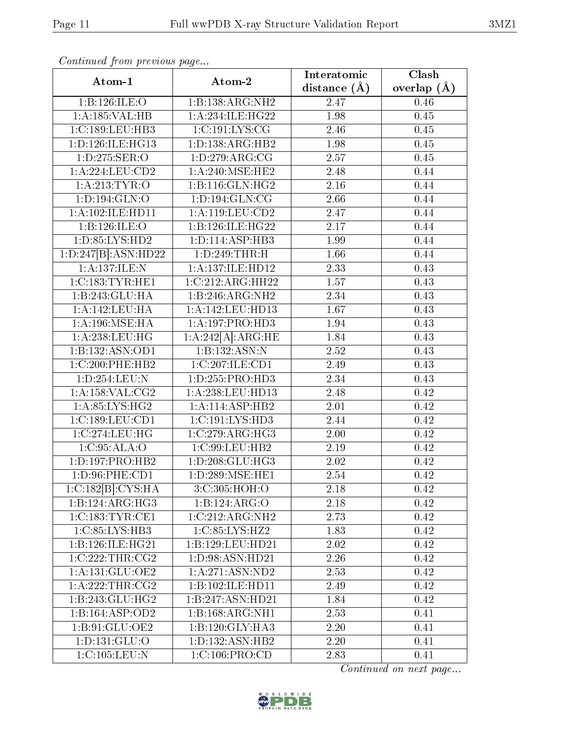*Continued from previous page...*

| Atom-1 | Atom-2 | Interatomic distance (Å) | Clash overlap (Å) |
|---|---|---|---|
| 1:B:126:ILE:O | 1:B:138:ARG:NH2 | 2.47 | 0.46 |
| 1:A:185:VAL:HB | 1:A:234:ILE:HG22 | 1.98 | 0.45 |
| 1:C:189:LEU:HB3 | 1:C:191:LYS:CG | 2.46 | 0.45 |
| 1:D:126:ILE:HG13 | 1:D:138:ARG:HB2 | 1.98 | 0.45 |
| 1:D:275:SER:O | 1:D:279:ARG:CG | 2.57 | 0.45 |
| 1:A:224:LEU:CD2 | 1:A:240:MSE:HE2 | 2.48 | 0.44 |
| 1:A:213:TYR:O | 1:B:116:GLN:HG2 | 2.16 | 0.44 |
| 1:D:194:GLN:O | 1:D:194:GLN:CG | 2.66 | 0.44 |
| 1:A:102:ILE:HD11 | 1:A:119:LEU:CD2 | 2.47 | 0.44 |
| 1:B:126:ILE:O | 1:B:126:ILE:HG22 | 2.17 | 0.44 |
| 1:D:85:LYS:HD2 | 1:D:114:ASP:HB3 | 1.99 | 0.44 |
| 1:D:247[B]:ASN:HD22 | 1:D:249:THR:H | 1.66 | 0.44 |
| 1:A:137:ILE:N | 1:A:137:ILE:HD12 | 2.33 | 0.43 |
| 1:C:183:TYR:HE1 | 1:C:212:ARG:HH22 | 1.57 | 0.43 |
| 1:B:243:GLU:HA | 1:B:246:ARG:NH2 | 2.34 | 0.43 |
| 1:A:142:LEU:HA | 1:A:142:LEU:HD13 | 1.67 | 0.43 |
| 1:A:196:MSE:HA | 1:A:197:PRO:HD3 | 1.94 | 0.43 |
| 1:A:238:LEU:HG | 1:A:242[A]:ARG:HE | 1.84 | 0.43 |
| 1:B:132:ASN:OD1 | 1:B:132:ASN:N | 2.52 | 0.43 |
| 1:C:200:PHE:HB2 | 1:C:207:ILE:CD1 | 2.49 | 0.43 |
| 1:D:254:LEU:N | 1:D:255:PRO:HD3 | 2.34 | 0.43 |
| 1:A:158:VAL:CG2 | 1:A:238:LEU:HD13 | 2.48 | 0.42 |
| 1:A:85:LYS:HG2 | 1:A:114:ASP:HB2 | 2.01 | 0.42 |
| 1:C:189:LEU:CD1 | 1:C:191:LYS:HD3 | 2.44 | 0.42 |
| 1:C:274:LEU:HG | 1:C:279:ARG:HG3 | 2.00 | 0.42 |
| 1:C:95:ALA:O | 1:C:99:LEU:HB2 | 2.19 | 0.42 |
| 1:D:197:PRO:HB2 | 1:D:208:GLU:HG3 | 2.02 | 0.42 |
| 1:D:96:PHE:CD1 | 1:D:289:MSE:HE1 | 2.54 | 0.42 |
| 1:C:182[B]:CYS:HA | 3:C:305:HOH:O | 2.18 | 0.42 |
| 1:B:124:ARG:HG3 | 1:B:124:ARG:O | 2.18 | 0.42 |
| 1:C:183:TYR:CE1 | 1:C:212:ARG:NH2 | 2.73 | 0.42 |
| 1:C:85:LYS:HB3 | 1:C:85:LYS:HZ2 | 1.83 | 0.42 |
| 1:B:126:ILE:HG21 | 1:B:129:LEU:HD21 | 2.02 | 0.42 |
| 1:C:222:THR:CG2 | 1:D:98:ASN:HD21 | 2.26 | 0.42 |
| 1:A:131:GLU:OE2 | 1:A:271:ASN:ND2 | 2.53 | 0.42 |
| 1:A:222:THR:CG2 | 1:B:102:ILE:HD11 | 2.49 | 0.42 |
| 1:B:243:GLU:HG2 | 1:B:247:ASN:HD21 | 1.84 | 0.42 |
| 1:B:164:ASP:OD2 | 1:B:168:ARG:NH1 | 2.53 | 0.41 |
| 1:B:91:GLU:OE2 | 1:B:120:GLY:HA3 | 2.20 | 0.41 |
| 1:D:131:GLU:O | 1:D:132:ASN:HB2 | 2.20 | 0.41 |
| 1:C:105:LEU:N | 1:C:106:PRO:CD | 2.83 | 0.41 |

*Continued on next page...*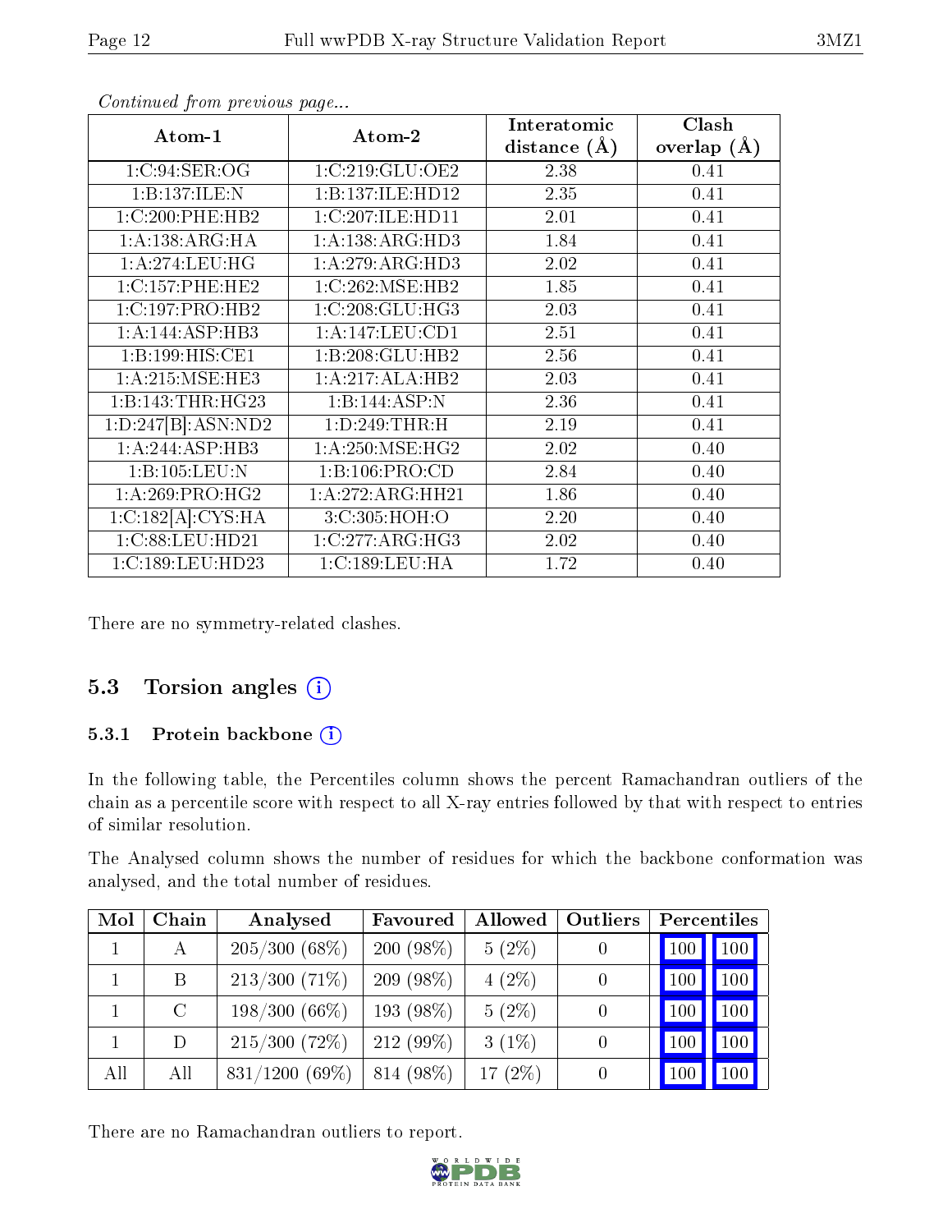*Continued from previous page...*

| Atom-1 | Atom-2 | Interatomic distance (Å) | Clash overlap (Å) |
|---|---|---|---|
| 1:C:94:SER:OG | 1:C:219:GLU:OE2 | 2.38 | 0.41 |
| 1:B:137:ILE:N | 1:B:137:ILE:HD12 | 2.35 | 0.41 |
| 1:C:200:PHE:HB2 | 1:C:207:ILE:HD11 | 2.01 | 0.41 |
| 1:A:138:ARG:HA | 1:A:138:ARG:HD3 | 1.84 | 0.41 |
| 1:A:274:LEU:HG | 1:A:279:ARG:HD3 | 2.02 | 0.41 |
| 1:C:157:PHE:HE2 | 1:C:262:MSE:HB2 | 1.85 | 0.41 |
| 1:C:197:PRO:HB2 | 1:C:208:GLU:HG3 | 2.03 | 0.41 |
| 1:A:144:ASP:HB3 | 1:A:147:LEU:CD1 | 2.51 | 0.41 |
| 1:B:199:HIS:CE1 | 1:B:208:GLU:HB2 | 2.56 | 0.41 |
| 1:A:215:MSE:HE3 | 1:A:217:ALA:HB2 | 2.03 | 0.41 |
| 1:B:143:THR:HG23 | 1:B:144:ASP:N | 2.36 | 0.41 |
| 1:D:247[B]:ASN:ND2 | 1:D:249:THR:H | 2.19 | 0.41 |
| 1:A:244:ASP:HB3 | 1:A:250:MSE:HG2 | 2.02 | 0.40 |
| 1:B:105:LEU:N | 1:B:106:PRO:CD | 2.84 | 0.40 |
| 1:A:269:PRO:HG2 | 1:A:272:ARG:HH21 | 1.86 | 0.40 |
| 1:C:182[A]:CYS:HA | 3:C:305:HOH:O | 2.20 | 0.40 |
| 1:C:88:LEU:HD21 | 1:C:277:ARG:HG3 | 2.02 | 0.40 |
| 1:C:189:LEU:HD23 | 1:C:189:LEU:HA | 1.72 | 0.40 |

There are no symmetry-related clashes.

## 5.3 Torsion angles

### 5.3.1 Protein backbone

In the following table, the Percentiles column shows the percent Ramachandran outliers of the chain as a percentile score with respect to all X-ray entries followed by that with respect to entries of similar resolution.

The Analysed column shows the number of residues for which the backbone conformation was analysed, and the total number of residues.

| Mol | Chain | Analysed | Favoured | Allowed | Outliers | Percentiles | |
|---|---|---|---|---|---|---|---|
| 1 | A | 205/300 (68%) | 200 (98%) | 5 (2%) | 0 | 100 | 100 |
| 1 | B | 213/300 (71%) | 209 (98%) | 4 (2%) | 0 | 100 | 100 |
| 1 | C | 198/300 (66%) | 193 (98%) | 5 (2%) | 0 | 100 | 100 |
| 1 | D | 215/300 (72%) | 212 (99%) | 3 (1%) | 0 | 100 | 100 |
| All | All | 831/1200 (69%) | 814 (98%) | 17 (2%) | 0 | 100 | 100 |

There are no Ramachandran outliers to report.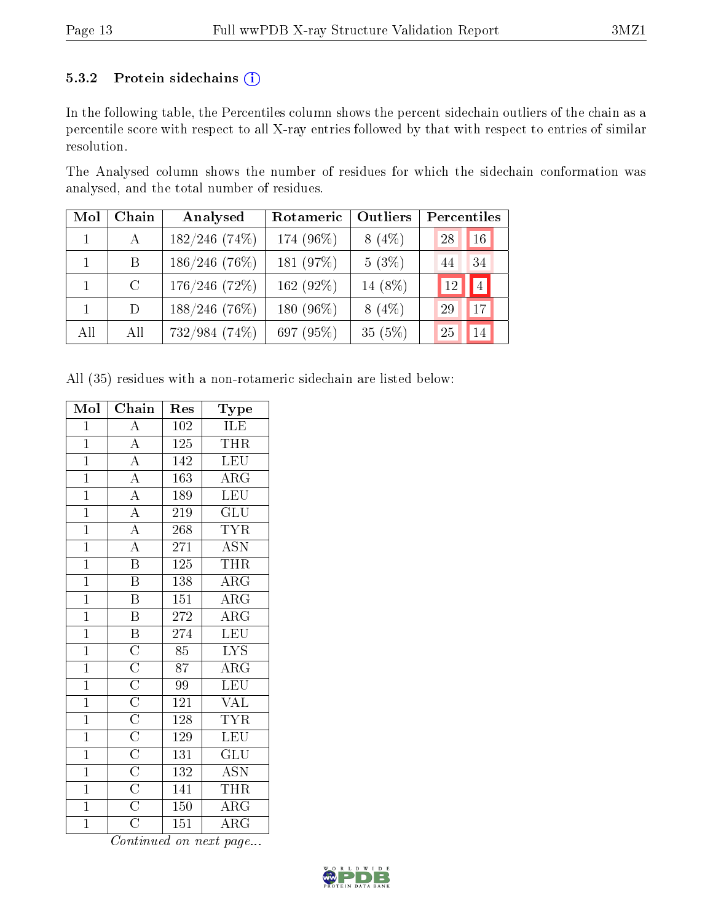### 5.3.2 Protein sidechains (i)

In the following table, the Percentiles column shows the percent sidechain outliers of the chain as a percentile score with respect to all X-ray entries followed by that with respect to entries of similar resolution.

The Analysed column shows the number of residues for which the sidechain conformation was analysed, and the total number of residues.

| Mol | Chain | Analysed | Rotameric | Outliers | Percentiles | |
|---|---|---|---|---|---|---|
| 1 | A | 182/246 (74%) | 174 (96%) | 8 (4%) | 28 | 16 |
| 1 | B | 186/246 (76%) | 181 (97%) | 5 (3%) | 44 | 34 |
| 1 | C | 176/246 (72%) | 162 (92%) | 14 (8%) | 12 | 4 |
| 1 | D | 188/246 (76%) | 180 (96%) | 8 (4%) | 29 | 17 |
| All | All | 732/984 (74%) | 697 (95%) | 35 (5%) | 25 | 14 |

All (35) residues with a non-rotameric sidechain are listed below:

| Mol | Chain | Res | Type |
|---|---|---|---|
| 1 | A | 102 | ILE |
| 1 | A | 125 | THR |
| 1 | A | 142 | LEU |
| 1 | A | 163 | ARG |
| 1 | A | 189 | LEU |
| 1 | A | 219 | GLU |
| 1 | A | 268 | TYR |
| 1 | A | 271 | ASN |
| 1 | B | 125 | THR |
| 1 | B | 138 | ARG |
| 1 | B | 151 | ARG |
| 1 | B | 272 | ARG |
| 1 | B | 274 | LEU |
| 1 | C | 85 | LYS |
| 1 | C | 87 | ARG |
| 1 | C | 99 | LEU |
| 1 | C | 121 | VAL |
| 1 | C | 128 | TYR |
| 1 | C | 129 | LEU |
| 1 | C | 131 | GLU |
| 1 | C | 132 | ASN |
| 1 | C | 141 | THR |
| 1 | C | 150 | ARG |
| 1 | C | 151 | ARG |

*Continued on next page...*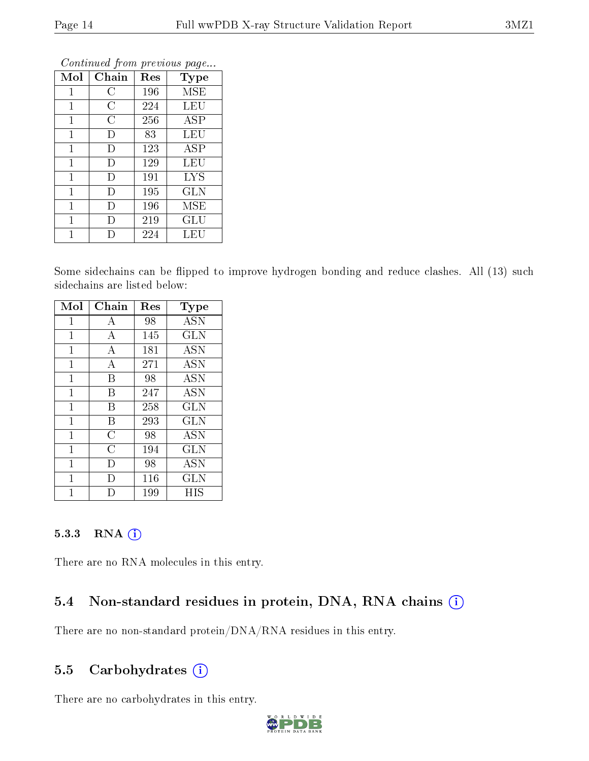*Continued from previous page...*

| Mol | Chain | Res | Type |
| --- | --- | --- | --- |
| 1 | C | 196 | MSE |
| 1 | C | 224 | LEU |
| 1 | C | 256 | ASP |
| 1 | D | 83 | LEU |
| 1 | D | 123 | ASP |
| 1 | D | 129 | LEU |
| 1 | D | 191 | LYS |
| 1 | D | 195 | GLN |
| 1 | D | 196 | MSE |
| 1 | D | 219 | GLU |
| 1 | D | 224 | LEU |

Some sidechains can be flipped to improve hydrogen bonding and reduce clashes. All (13) such sidechains are listed below:

| Mol | Chain | Res | Type |
| --- | --- | --- | --- |
| 1 | A | 98 | ASN |
| 1 | A | 145 | GLN |
| 1 | A | 181 | ASN |
| 1 | A | 271 | ASN |
| 1 | B | 98 | ASN |
| 1 | B | 247 | ASN |
| 1 | B | 258 | GLN |
| 1 | B | 293 | GLN |
| 1 | C | 98 | ASN |
| 1 | C | 194 | GLN |
| 1 | D | 98 | ASN |
| 1 | D | 116 | GLN |
| 1 | D | 199 | HIS |

### 5.3.3 RNA

There are no RNA molecules in this entry.

## 5.4 Non-standard residues in protein, DNA, RNA chains

There are no non-standard protein/DNA/RNA residues in this entry.

## 5.5 Carbohydrates

There are no carbohydrates in this entry.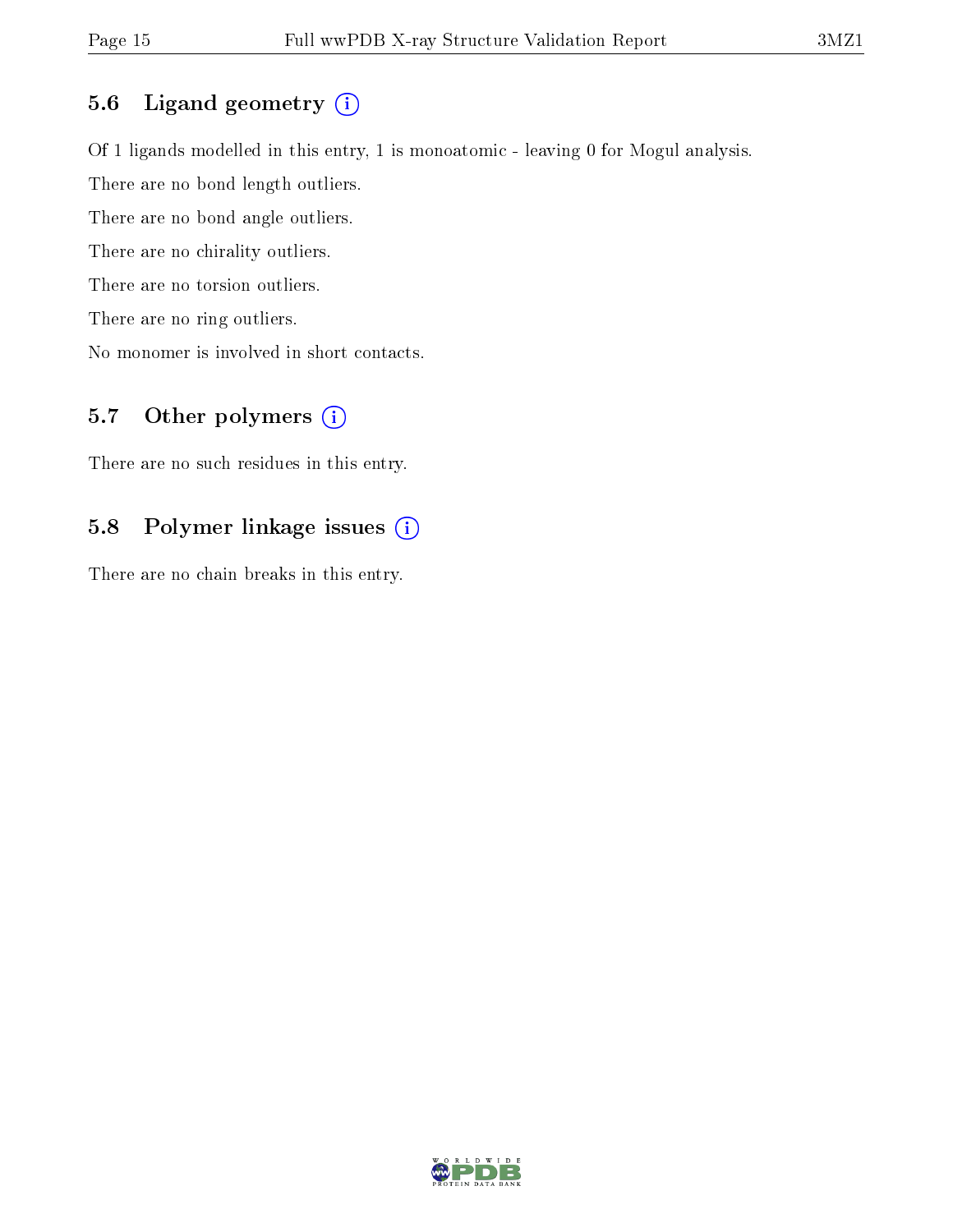### 5.6 Ligand geometry (i)

Of 1 ligands modelled in this entry, 1 is monoatomic - leaving 0 for Mogul analysis.

There are no bond length outliers.

There are no bond angle outliers.

There are no chirality outliers.

There are no torsion outliers.

There are no ring outliers.

No monomer is involved in short contacts.

### 5.7 Other polymers (i)

There are no such residues in this entry.

### 5.8 Polymer linkage issues (i)

There are no chain breaks in this entry.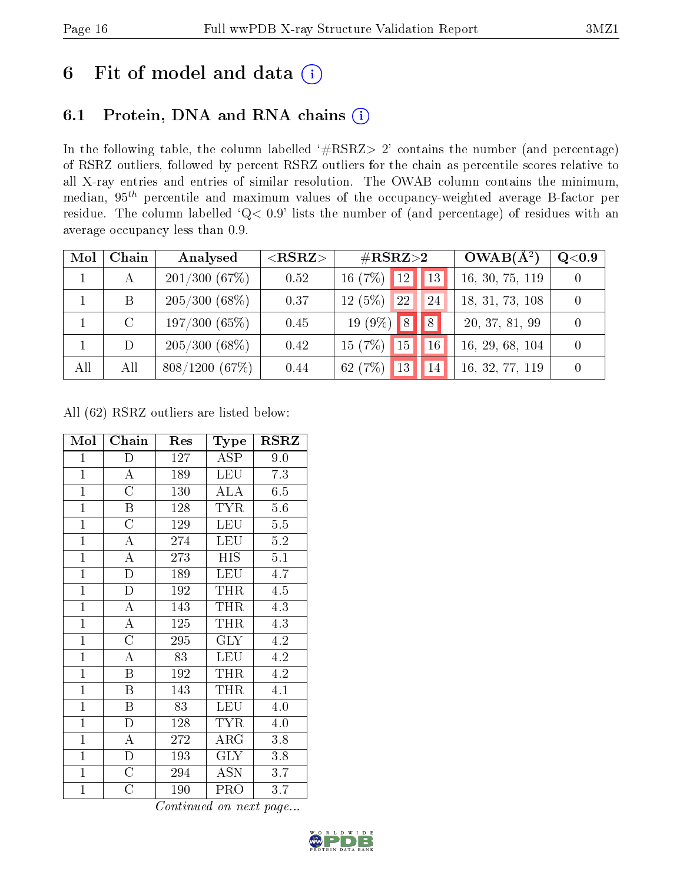# 6 Fit of model and data (i)

## 6.1 Protein, DNA and RNA chains (i)

In the following table, the column labelled '#RSRZ> 2' contains the number (and percentage) of RSRZ outliers, followed by percent RSRZ outliers for the chain as percentile scores relative to all X-ray entries and entries of similar resolution. The OWAB column contains the minimum, median, $95^{th}$ percentile and maximum values of the occupancy-weighted average B-factor per residue. The column labelled 'Q< 0.9' lists the number of (and percentage) of residues with an average occupancy less than 0.9.

| Mol | Chain | Analysed | <RSRZ> | #RSRZ>2 | | | OWAB(Å$^2$) | Q<0.9 |
|---|---|---|---|---|---|---|---|---|
| 1 | A | 201/300 (67%) | 0.52 | 16 (7%) | 12 | 13 | 16, 30, 75, 119 | 0 |
| 1 | B | 205/300 (68%) | 0.37 | 12 (5%) | 22 | 24 | 18, 31, 73, 108 | 0 |
| 1 | C | 197/300 (65%) | 0.45 | 19 (9%) | 8 | 8 | 20, 37, 81, 99 | 0 |
| 1 | D | 205/300 (68%) | 0.42 | 15 (7%) | 15 | 16 | 16, 29, 68, 104 | 0 |
| All | All | 808/1200 (67%) | 0.44 | 62 (7%) | 13 | 14 | 16, 32, 77, 119 | 0 |

All (62) RSRZ outliers are listed below:

| Mol | Chain | Res | Type | RSRZ |
|---|---|---|---|---|
| 1 | D | 127 | ASP | 9.0 |
| 1 | A | 189 | LEU | 7.3 |
| 1 | C | 130 | ALA | 6.5 |
| 1 | B | 128 | TYR | 5.6 |
| 1 | C | 129 | LEU | 5.5 |
| 1 | A | 274 | LEU | 5.2 |
| 1 | A | 273 | HIS | 5.1 |
| 1 | D | 189 | LEU | 4.7 |
| 1 | D | 192 | THR | 4.5 |
| 1 | A | 143 | THR | 4.3 |
| 1 | A | 125 | THR | 4.3 |
| 1 | C | 295 | GLY | 4.2 |
| 1 | A | 83 | LEU | 4.2 |
| 1 | B | 192 | THR | 4.2 |
| 1 | B | 143 | THR | 4.1 |
| 1 | B | 83 | LEU | 4.0 |
| 1 | D | 128 | TYR | 4.0 |
| 1 | A | 272 | ARG | 3.8 |
| 1 | D | 193 | GLY | 3.8 |
| 1 | C | 294 | ASN | 3.7 |
| 1 | C | 190 | PRO | 3.7 |

*Continued on next page...*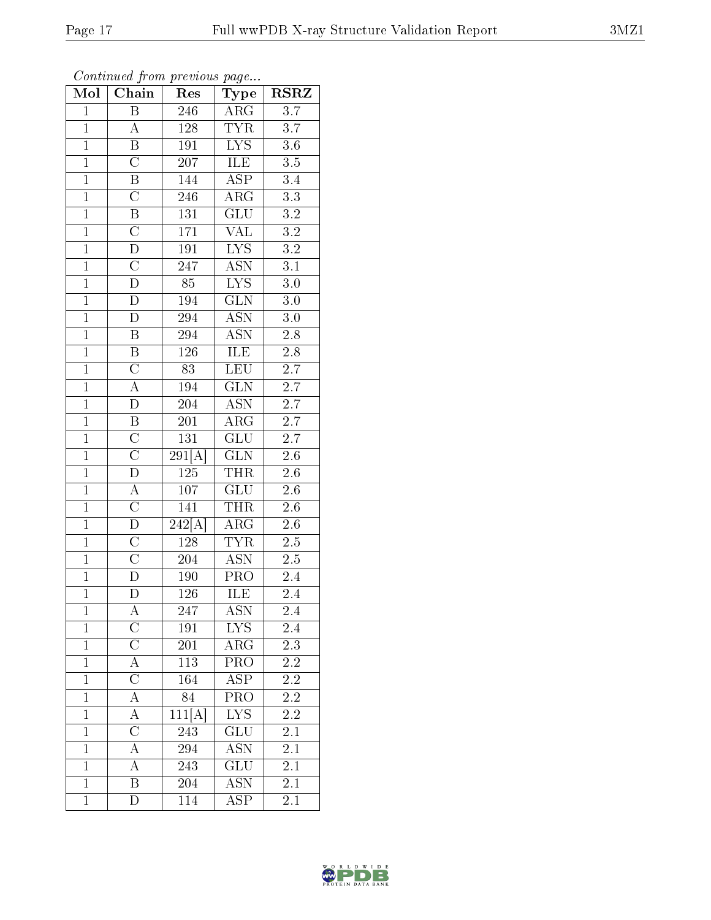*Continued from previous page...*

| Mol | Chain | Res | Type | RSRZ |
|---|---|---|---|---|
| 1 | B | 246 | ARG | 3.7 |
| 1 | A | 128 | TYR | 3.7 |
| 1 | B | 191 | LYS | 3.6 |
| 1 | C | 207 | ILE | 3.5 |
| 1 | B | 144 | ASP | 3.4 |
| 1 | C | 246 | ARG | 3.3 |
| 1 | B | 131 | GLU | 3.2 |
| 1 | C | 171 | VAL | 3.2 |
| 1 | D | 191 | LYS | 3.2 |
| 1 | C | 247 | ASN | 3.1 |
| 1 | D | 85 | LYS | 3.0 |
| 1 | D | 194 | GLN | 3.0 |
| 1 | D | 294 | ASN | 3.0 |
| 1 | B | 294 | ASN | 2.8 |
| 1 | B | 126 | ILE | 2.8 |
| 1 | C | 83 | LEU | 2.7 |
| 1 | A | 194 | GLN | 2.7 |
| 1 | D | 204 | ASN | 2.7 |
| 1 | B | 201 | ARG | 2.7 |
| 1 | C | 131 | GLU | 2.7 |
| 1 | C | 291[A] | GLN | 2.6 |
| 1 | D | 125 | THR | 2.6 |
| 1 | A | 107 | GLU | 2.6 |
| 1 | C | 141 | THR | 2.6 |
| 1 | D | 242[A] | ARG | 2.6 |
| 1 | C | 128 | TYR | 2.5 |
| 1 | C | 204 | ASN | 2.5 |
| 1 | D | 190 | PRO | 2.4 |
| 1 | D | 126 | ILE | 2.4 |
| 1 | A | 247 | ASN | 2.4 |
| 1 | C | 191 | LYS | 2.4 |
| 1 | C | 201 | ARG | 2.3 |
| 1 | A | 113 | PRO | 2.2 |
| 1 | C | 164 | ASP | 2.2 |
| 1 | A | 84 | PRO | 2.2 |
| 1 | A | 111[A] | LYS | 2.2 |
| 1 | C | 243 | GLU | 2.1 |
| 1 | A | 294 | ASN | 2.1 |
| 1 | A | 243 | GLU | 2.1 |
| 1 | B | 204 | ASN | 2.1 |
| 1 | D | 114 | ASP | 2.1 |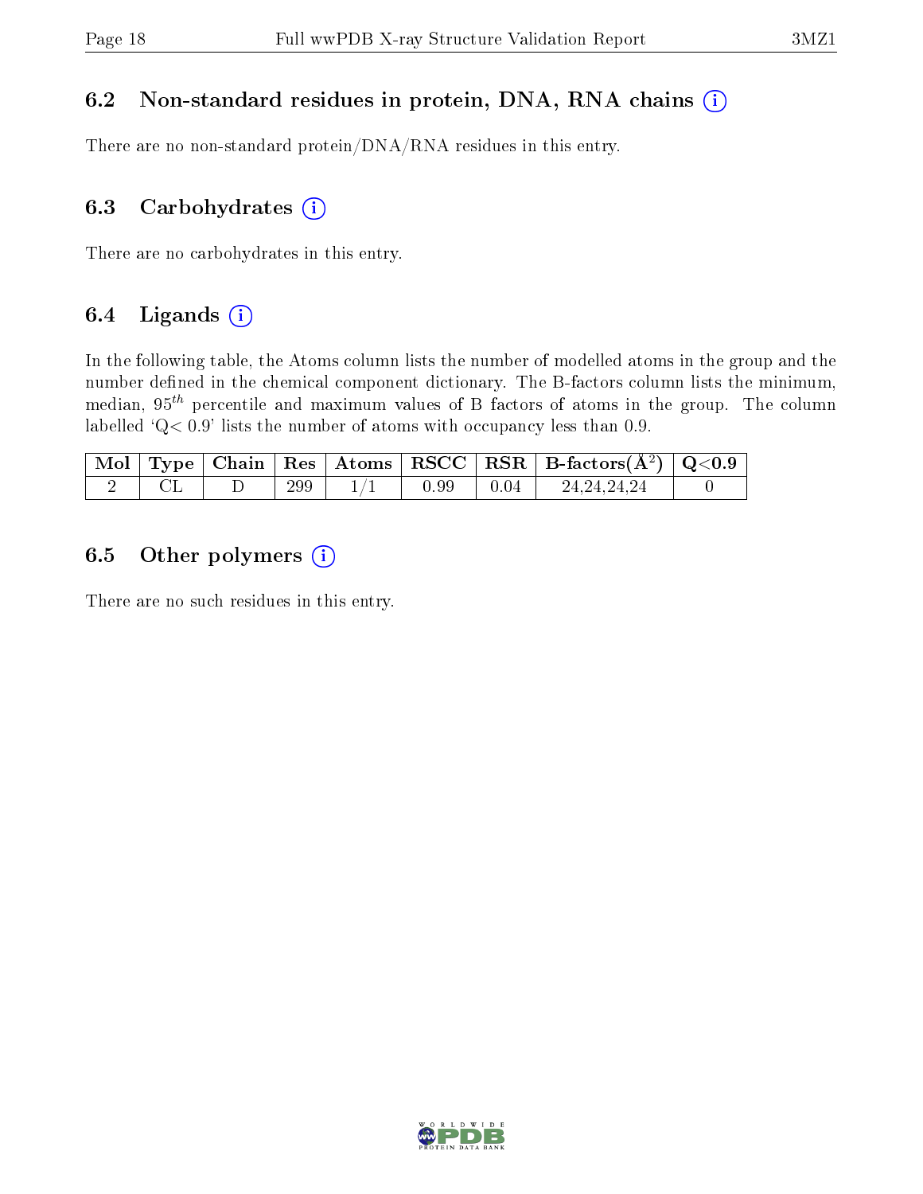### 6.2 Non-standard residues in protein, DNA, RNA chains (i)

There are no non-standard protein/DNA/RNA residues in this entry.

### 6.3 Carbohydrates (i)

There are no carbohydrates in this entry.

### 6.4 Ligands (i)

In the following table, the Atoms column lists the number of modelled atoms in the group and the number defined in the chemical component dictionary. The B-factors column lists the minimum, median, $95^{th}$ percentile and maximum values of B factors of atoms in the group. The column labelled 'Q< 0.9' lists the number of atoms with occupancy less than 0.9.

| Mol | Type | Chain | Res | Atoms | RSCC | RSR | B-factors($Å^2$) | Q<0.9 |
|---|---|---|---|---|---|---|---|---|
| 2 | CL | D | 299 | 1/1 | 0.99 | 0.04 | 24,24,24,24 | 0 |

### 6.5 Other polymers (i)

There are no such residues in this entry.